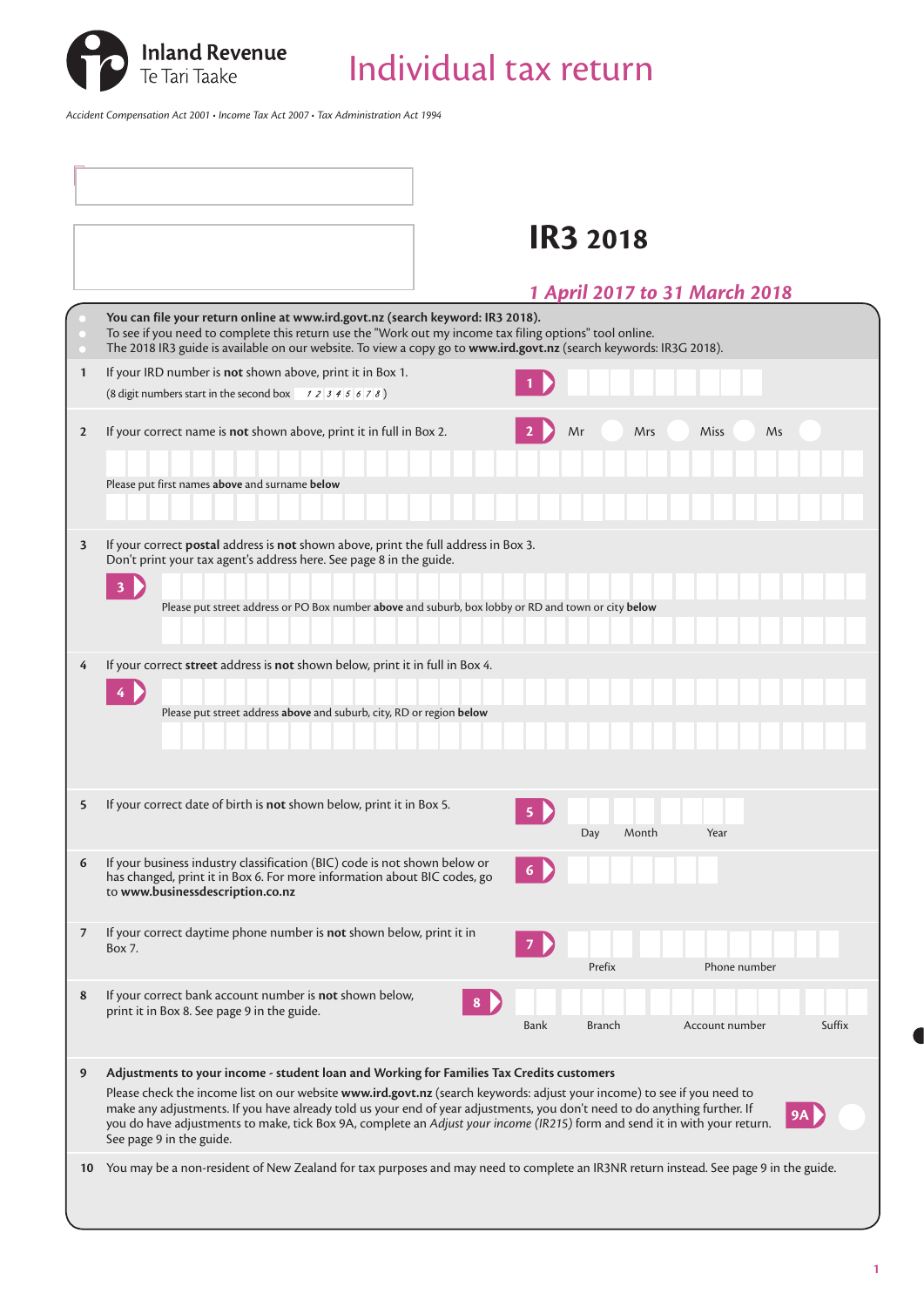Inland Revenue
Te Tari Taake

# Individual tax return

*Accident Compensation Act 2001 • Income Tax Act 2007 • Tax Administration Act 1994*

## IR3 2018

*1 April 2017 to 31 March 2018*

- **You can file your return online at www.ird.govt.nz (search keyword: IR3 2018).**
- To see if you need to complete this return use the "Work out my income tax filing options" tool online.
- The 2018 IR3 guide is available on our website. To view a copy go to **www.ird.govt.nz** (search keywords: IR3G 2018).

**1** If your IRD number is **not** shown above, print it in Box 1.
(8 digit numbers start in the second box 12345678)

**1**

**2** If your correct name is **not** shown above, print it in full in Box 2.

**2** Mr Mrs Miss Ms

Please put first names **above** and surname **below**

**3** If your correct **postal** address is **not** shown above, print the full address in Box 3.
Don't print your tax agent's address here. See page 8 in the guide.

**3**

Please put street address or PO Box number **above** and suburb, box lobby or RD and town or city **below**

**4** If your correct **street** address is **not** shown below, print it in full in Box 4.

**4**

Please put street address **above** and suburb, city, RD or region **below**

**5** If your correct date of birth is **not** shown below, print it in Box 5.

**5** Day Month Year

**6** If your business industry classification (BIC) code is not shown below or has changed, print it in Box 6. For more information about BIC codes, go to **www.businessdescription.co.nz**

**6**

**7** If your correct daytime phone number is **not** shown below, print it in Box 7.

**7** Prefix Phone number

**8** If your correct bank account number is **not** shown below, print it in Box 8. See page 9 in the guide.

**8** Bank Branch Account number Suffix

**9** **Adjustments to your income - student loan and Working for Families Tax Credits customers**

Please check the income list on our website **www.ird.govt.nz** (search keywords: adjust your income) to see if you need to make any adjustments. If you have already told us your end of year adjustments, you don't need to do anything further. If you do have adjustments to make, tick Box 9A, complete an *Adjust your income (IR215)* form and send it in with your return. See page 9 in the guide.

**9A**

**10** You may be a non-resident of New Zealand for tax purposes and may need to complete an IR3NR return instead. See page 9 in the guide.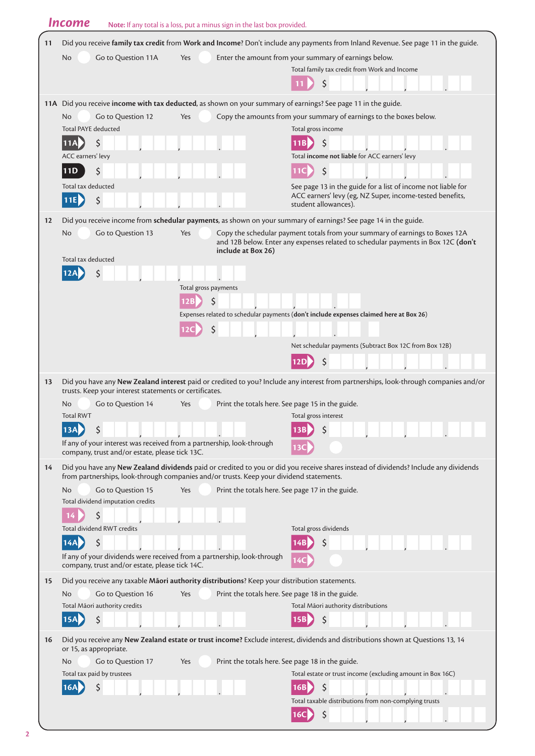## Income

**Note:** If any total is a loss, put a minus sign in the last box provided.

**11** Did you receive **family tax credit** from **Work and Income**? Don't include any payments from Inland Revenue. See page 11 in the guide.

No ◯ Go to Question 11A    Yes ◯ Enter the amount from your summary of earnings below.

Total family tax credit from Work and Income

**11** $ ___ , ___ , ___ . ___

**11A** Did you receive **income with tax deducted**, as shown on your summary of earnings? See page 11 in the guide.

No ◯ Go to Question 12    Yes ◯ Copy the amounts from your summary of earnings to the boxes below.

Total PAYE deducted

**11A** $ ___ , ___ , ___ . ___

Total gross income

**11B** $ ___ , ___ , ___ . ___

ACC earners' levy

**11D** $ ___ , ___ , ___ . ___

Total **income not liable** for ACC earners' levy

**11C** $ ___ , ___ , ___ . ___

Total tax deducted

**11E** $ ___ , ___ , ___ . ___

See page 13 in the guide for a list of income not liable for ACC earners' levy (eg, NZ Super, income-tested benefits, student allowances).

**12** Did you receive income from **schedular payments**, as shown on your summary of earnings? See page 14 in the guide.

No ◯ Go to Question 13    Yes ◯ Copy the schedular payment totals from your summary of earnings to Boxes 12A and 12B below. Enter any expenses related to schedular payments in Box 12C **(don't include at Box 26)**

Total tax deducted

**12A** $ ___ , ___ , ___ . ___

Total gross payments

**12B** $ ___ , ___ , ___ . ___

Expenses related to schedular payments (**don't include expenses claimed here at Box 26**)

**12C** $ ___ , ___ , ___ . ___

Net schedular payments (Subtract Box 12C from Box 12B)

**12D** $ ___ , ___ , ___ . ___

**13** Did you have any **New Zealand interest** paid or credited to you? Include any interest from partnerships, look-through companies and/or trusts. Keep your interest statements or certificates.

No ◯ Go to Question 14    Yes ◯ Print the totals here. See page 15 in the guide.

Total RWT

**13A** $ ___ , ___ , ___ . ___

Total gross interest

**13B** $ ___ , ___ , ___ . ___

If any of your interest was received from a partnership, look-through company, trust and/or estate, please tick 13C.

**13C** ◯

**14** Did you have any **New Zealand dividends** paid or credited to you or did you receive shares instead of dividends? Include any dividends from partnerships, look-through companies and/or trusts. Keep your dividend statements.

No ◯ Go to Question 15    Yes ◯ Print the totals here. See page 17 in the guide.

Total dividend imputation credits

**14** $ ___ , ___ , ___ . ___

Total dividend RWT credits

**14A** $ ___ , ___ , ___ . ___

Total gross dividends

**14B** $ ___ , ___ , ___ . ___

If any of your dividends were received from a partnership, look-through company, trust and/or estate, please tick 14C.

**14C** ◯

**15** Did you receive any taxable **Māori authority distributions**? Keep your distribution statements.

No ◯ Go to Question 16    Yes ◯ Print the totals here. See page 18 in the guide.

Total Māori authority credits

**15A** $ ___ , ___ , ___ . ___

Total Māori authority distributions

**15B** $ ___ , ___ , ___ . ___

**16** Did you receive any **New Zealand estate or trust income?** Exclude interest, dividends and distributions shown at Questions 13, 14 or 15, as appropriate.

No ◯ Go to Question 17    Yes ◯ Print the totals here. See page 18 in the guide.

Total tax paid by trustees

**16A** $ ___ , ___ , ___ . ___

Total estate or trust income (excluding amount in Box 16C)

**16B** $ ___ , ___ , ___ . ___

Total taxable distributions from non-complying trusts

**16C** $ ___ , ___ , ___ . ___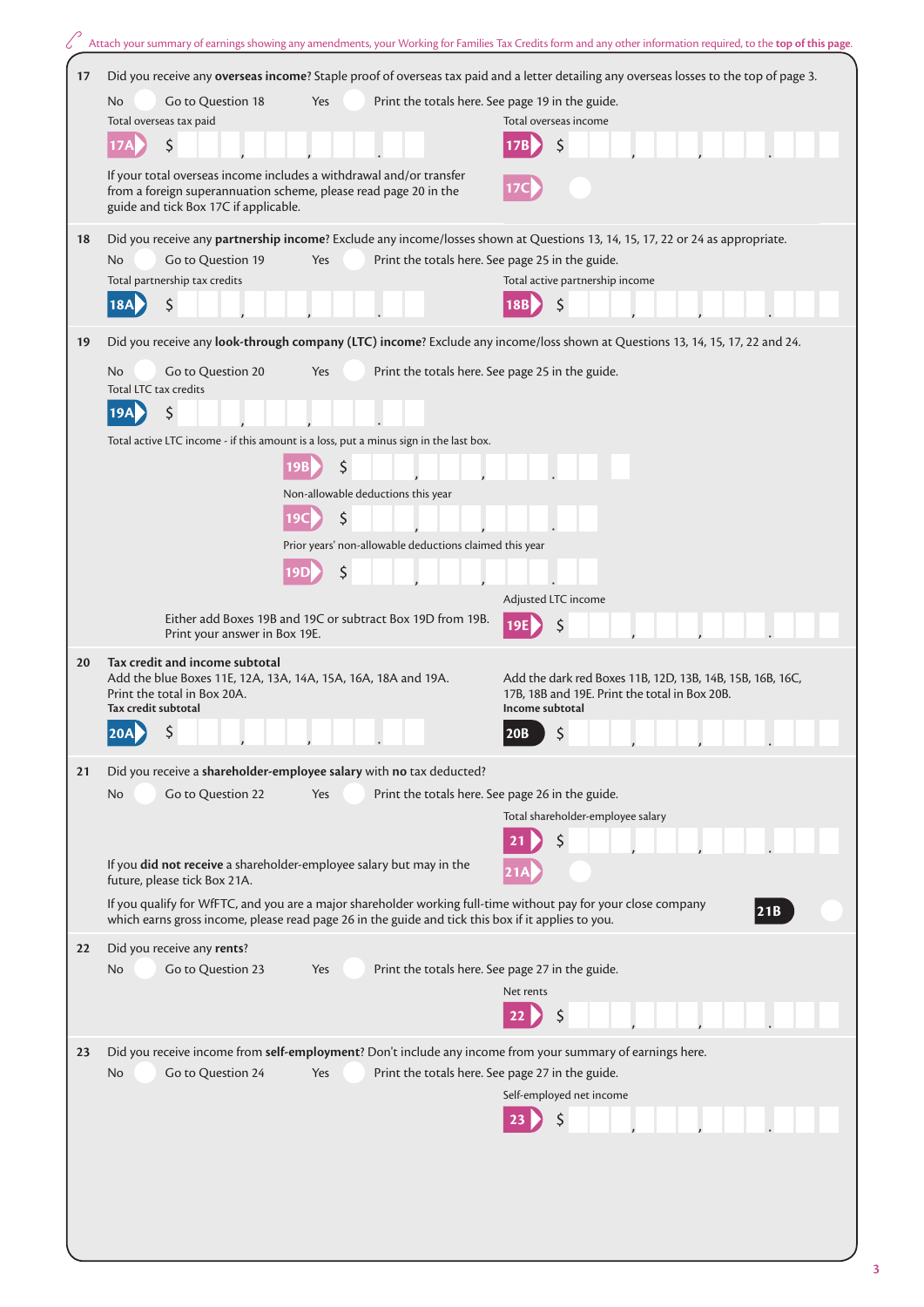Attach your summary of earnings showing any amendments, your Working for Families Tax Credits form and any other information required, to the **top of this page**.

**17** Did you receive any **overseas income**? Staple proof of overseas tax paid and a letter detailing any overseas losses to the top of page 3.

No ○ Go to Question 18 Yes ○ Print the totals here. See page 19 in the guide.

Total overseas tax paid

**17A** $ ___ , ___ , ___ . ___

Total overseas income

**17B** $ ___ , ___ , ___ . ___

If your total overseas income includes a withdrawal and/or transfer from a foreign superannuation scheme, please read page 20 in the guide and tick Box 17C if applicable.

**17C** ○

**18** Did you receive any **partnership income**? Exclude any income/losses shown at Questions 13, 14, 15, 17, 22 or 24 as appropriate.

No ○ Go to Question 19 Yes ○ Print the totals here. See page 25 in the guide.

Total partnership tax credits

**18A** $ ___ , ___ , ___ . ___

Total active partnership income

**18B** $ ___ , ___ , ___ . ___

**19** Did you receive any **look-through company (LTC) income**? Exclude any income/loss shown at Questions 13, 14, 15, 17, 22 and 24.

No ○ Go to Question 20 Yes ○ Print the totals here. See page 25 in the guide.

Total LTC tax credits

**19A** $ ___ , ___ , ___ . ___

Total active LTC income - if this amount is a loss, put a minus sign in the last box.

**19B** $ ___ , ___ , ___ . ___

Non-allowable deductions this year

**19C** $ ___ , ___ , ___ . ___

Prior years' non-allowable deductions claimed this year

**19D** $ ___ , ___ , ___ . ___

Either add Boxes 19B and 19C or subtract Box 19D from 19B. Print your answer in Box 19E.

Adjusted LTC income

**19E** $ ___ , ___ , ___ . ___

**20** **Tax credit and income subtotal**

Add the blue Boxes 11E, 12A, 13A, 14A, 15A, 16A, 18A and 19A. Print the total in Box 20A.

**Tax credit subtotal**

**20A** $ ___ , ___ , ___ . ___

Add the dark red Boxes 11B, 12D, 13B, 14B, 15B, 16B, 16C, 17B, 18B and 19E. Print the total in Box 20B.

**Income subtotal**

**20B** $ ___ , ___ , ___ . ___

**21** Did you receive a **shareholder-employee salary** with **no** tax deducted?

No ○ Go to Question 22 Yes ○ Print the totals here. See page 26 in the guide.

Total shareholder-employee salary

**21** $ ___ , ___ , ___ . ___

If you **did not receive** a shareholder-employee salary but may in the future, please tick Box 21A.

**21A** ○

If you qualify for WfFTC, and you are a major shareholder working full-time without pay for your close company which earns gross income, please read page 26 in the guide and tick this box if it applies to you.

**21B** ○

**22** Did you receive any **rents**?

No ○ Go to Question 23 Yes ○ Print the totals here. See page 27 in the guide.

Net rents

**22** $ ___ , ___ , ___ . ___

**23** Did you receive income from **self-employment**? Don't include any income from your summary of earnings here.

No ○ Go to Question 24 Yes ○ Print the totals here. See page 27 in the guide.

Self-employed net income

**23** $ ___ , ___ , ___ . ___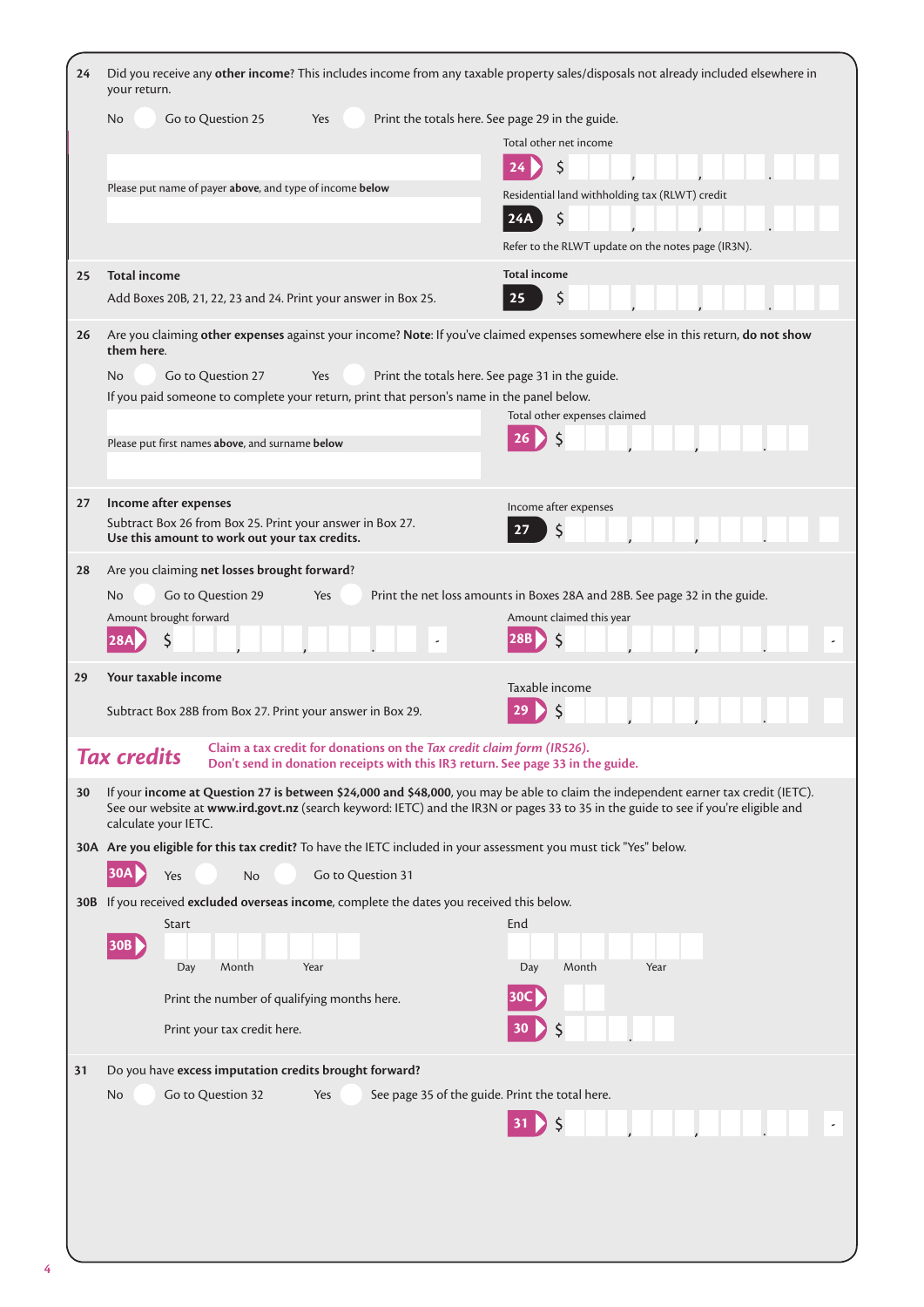**24** Did you receive any **other income**? This includes income from any taxable property sales/disposals not already included elsewhere in your return.

No ○ Go to Question 25   Yes ○ Print the totals here. See page 29 in the guide.

Please put name of payer **above**, and type of income **below**

Total other net income

**24** $ ___ , ___ , ___ . ___

Residential land withholding tax (RLWT) credit

**24A** $ ___ , ___ , ___ . ___

Refer to the RLWT update on the notes page (IR3N).

**25 Total income**

Add Boxes 20B, 21, 22, 23 and 24. Print your answer in Box 25.

Total income

**25** $ ___ , ___ , ___ . ___

**26** Are you claiming **other expenses** against your income? **Note**: If you've claimed expenses somewhere else in this return, **do not show them here**.

No ○ Go to Question 27   Yes ○ Print the totals here. See page 31 in the guide.

If you paid someone to complete your return, print that person's name in the panel below.

Please put first names **above**, and surname **below**

Total other expenses claimed

**26** $ ___ , ___ , ___ . ___

**27 Income after expenses**

Subtract Box 26 from Box 25. Print your answer in Box 27.
**Use this amount to work out your tax credits.**

Income after expenses

**27** $ ___ , ___ , ___ . ___

**28** Are you claiming **net losses brought forward**?

No ○ Go to Question 29   Yes ○ Print the net loss amounts in Boxes 28A and 28B. See page 32 in the guide.

Amount brought forward

**28A** $ ___ , ___ , ___ . ___ -

Amount claimed this year

**28B** $ ___ , ___ , ___ . ___ -

**29 Your taxable income**

Subtract Box 28B from Box 27. Print your answer in Box 29.

Taxable income

**29** $ ___ , ___ , ___ . ___

## *Tax credits*

Claim a tax credit for donations on the *Tax credit claim form (IR526)*.
Don't send in donation receipts with this IR3 return. See page 33 in the guide.

**30** If your **income at Question 27 is between $24,000 and $48,000**, you may be able to claim the independent earner tax credit (IETC). See our website at **www.ird.govt.nz** (search keyword: IETC) and the IR3N or pages 33 to 35 in the guide to see if you're eligible and calculate your IETC.

**30A Are you eligible for this tax credit?** To have the IETC included in your assessment you must tick "Yes" below.

**30A** Yes ○   No ○ Go to Question 31

**30B** If you received **excluded overseas income**, complete the dates you received this below.

**30B** Start: Day ___ Month ___ Year ___   End: Day ___ Month ___ Year ___

Print the number of qualifying months here.

**30C** ___

Print your tax credit here.

**30** $ ___ . ___

**31** Do you have **excess imputation credits brought forward?**

No ○ Go to Question 32   Yes ○ See page 35 of the guide. Print the total here.

**31** $ ___ , ___ , ___ . ___ -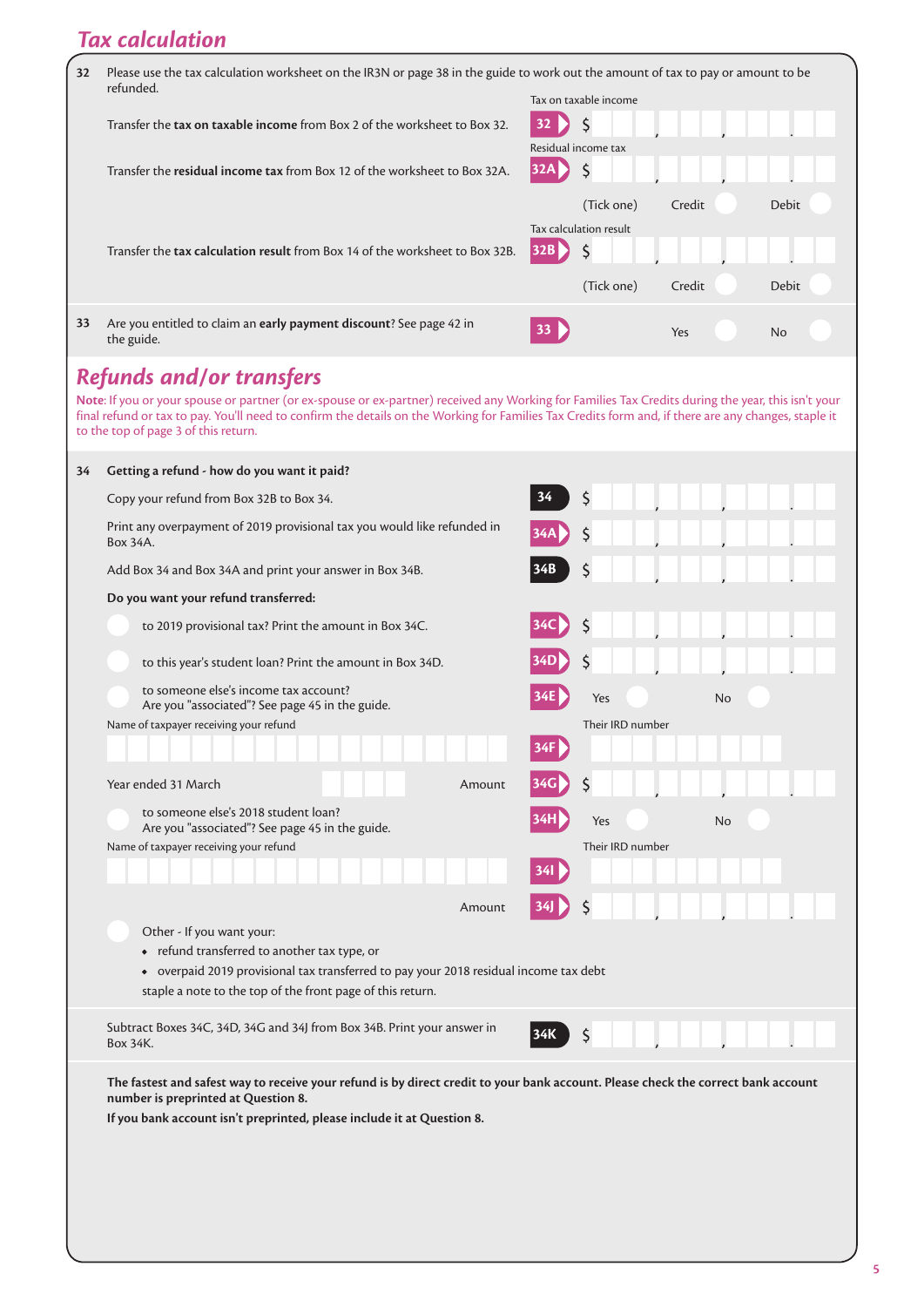## Tax calculation

**32** Please use the tax calculation worksheet on the IR3N or page 38 in the guide to work out the amount of tax to pay or amount to be refunded.

Transfer the **tax on taxable income** from Box 2 of the worksheet to Box 32.

Tax on taxable income **32** $ , , .

Transfer the **residual income tax** from Box 12 of the worksheet to Box 32A.

Residual income tax **32A** $ , , .

(Tick one) Credit ○ Debit ○

Transfer the **tax calculation result** from Box 14 of the worksheet to Box 32B.

Tax calculation result **32B** $ , , .

(Tick one) Credit ○ Debit ○

**33** Are you entitled to claim an **early payment discount**? See page 42 in the guide.

**33** Yes ○ No ○

## Refunds and/or transfers

**Note**: If you or your spouse or partner (or ex-spouse or ex-partner) received any Working for Families Tax Credits during the year, this isn't your final refund or tax to pay. You'll need to confirm the details on the Working for Families Tax Credits form and, if there are any changes, staple it to the top of page 3 of this return.

**34** **Getting a refund - how do you want it paid?**

Copy your refund from Box 32B to Box 34. **34** $ , , .

Print any overpayment of 2019 provisional tax you would like refunded in Box 34A. **34A** $ , , .

Add Box 34 and Box 34A and print your answer in Box 34B. **34B** $ , , .

**Do you want your refund transferred:**

○ to 2019 provisional tax? Print the amount in Box 34C. **34C** $ , , .

○ to this year's student loan? Print the amount in Box 34D. **34D** $ , , .

○ to someone else's income tax account? Are you "associated"? See page 45 in the guide. **34E** Yes ○ No ○

Name of taxpayer receiving your refund

Their IRD number **34F**

Year ended 31 March

Amount **34G** $ , , .

○ to someone else's 2018 student loan? Are you "associated"? See page 45 in the guide. **34H** Yes ○ No ○

Name of taxpayer receiving your refund

Their IRD number **34I**

Amount **34J** $ , , .

○ Other - If you want your:

- refund transferred to another tax type, or
- overpaid 2019 provisional tax transferred to pay your 2018 residual income tax debt

staple a note to the top of the front page of this return.

Subtract Boxes 34C, 34D, 34G and 34J from Box 34B. Print your answer in Box 34K. **34K** $ , , .

**The fastest and safest way to receive your refund is by direct credit to your bank account. Please check the correct bank account number is preprinted at Question 8.**

**If you bank account isn't preprinted, please include it at Question 8.**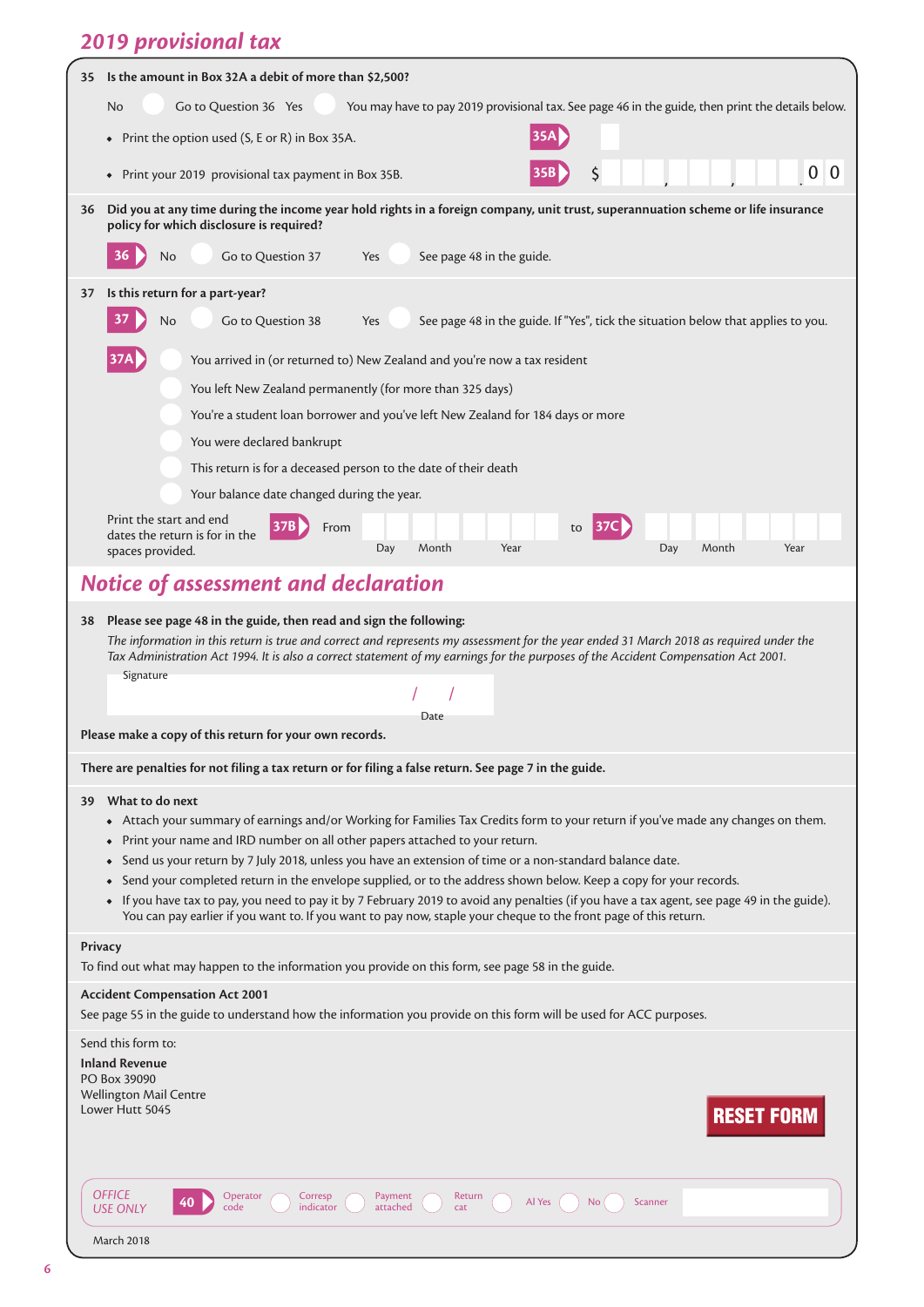## 2019 provisional tax

**35 Is the amount in Box 32A a debit of more than $2,500?**

No ◯ Go to Question 36 Yes ◯ You may have to pay 2019 provisional tax. See page 46 in the guide, then print the details below.

- Print the option used (S, E or R) in Box 35A. **35A**
- Print your 2019 provisional tax payment in Box 35B. **35B** $ , , . 0 0

**36 Did you at any time during the income year hold rights in a foreign company, unit trust, superannuation scheme or life insurance policy for which disclosure is required?**

**36** No ◯ Go to Question 37 Yes ◯ See page 48 in the guide.

**37 Is this return for a part-year?**

**37** No ◯ Go to Question 38 Yes ◯ See page 48 in the guide. If "Yes", tick the situation below that applies to you.

**37A**
- ◯ You arrived in (or returned to) New Zealand and you're now a tax resident
- ◯ You left New Zealand permanently (for more than 325 days)
- ◯ You're a student loan borrower and you've left New Zealand for 184 days or more
- ◯ You were declared bankrupt
- ◯ This return is for a deceased person to the date of their death
- ◯ Your balance date changed during the year.

Print the start and end dates the return is for in the spaces provided. **37B** From Day Month Year to **37C** Day Month Year

## Notice of assessment and declaration

**38 Please see page 48 in the guide, then read and sign the following:**

*The information in this return is true and correct and represents my assessment for the year ended 31 March 2018 as required under the Tax Administration Act 1994. It is also a correct statement of my earnings for the purposes of the Accident Compensation Act 2001.*

Signature / / Date

**Please make a copy of this return for your own records.**

**There are penalties for not filing a tax return or for filing a false return. See page 7 in the guide.**

**39 What to do next**

- Attach your summary of earnings and/or Working for Families Tax Credits form to your return if you've made any changes on them.
- Print your name and IRD number on all other papers attached to your return.
- Send us your return by 7 July 2018, unless you have an extension of time or a non-standard balance date.
- Send your completed return in the envelope supplied, or to the address shown below. Keep a copy for your records.
- If you have tax to pay, you need to pay it by 7 February 2019 to avoid any penalties (if you have a tax agent, see page 49 in the guide). You can pay earlier if you want to. If you want to pay now, staple your cheque to the front page of this return.

**Privacy**

To find out what may happen to the information you provide on this form, see page 58 in the guide.

**Accident Compensation Act 2001**

See page 55 in the guide to understand how the information you provide on this form will be used for ACC purposes.

Send this form to:

**Inland Revenue**
PO Box 39090
Wellington Mail Centre
Lower Hutt 5045

RESET FORM

*OFFICE USE ONLY* **40** Operator code ◯ Corresp indicator ◯ Payment attached ◯ Return cat ◯ AI Yes ◯ No ◯ Scanner

March 2018